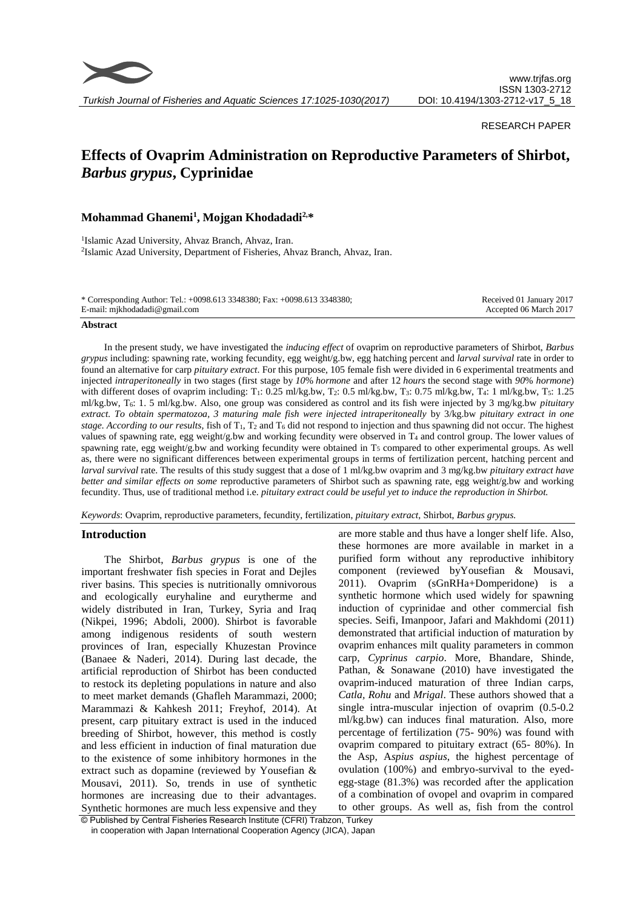RESEARCH PAPER

# Effects of Ovaprim Administration on Reproductive Parameters of Shirbot, *Barbus grypus*, Cyprinidae

**Mohammad Ghanemi[1], Mojgan Khodadadi[2,*]**

[1]Islamic Azad University, Ahvaz Branch, Ahvaz, Iran.
[2]Islamic Azad University, Department of Fisheries, Ahvaz Branch, Ahvaz, Iran.

\* Corresponding Author: Tel.: +0098.613 3348380; Fax: +0098.613 3348380;
E-mail: mjkhodadadi@gmail.com

Received 01 January 2017
Accepted 06 March 2017

**Abstract**

In the present study, we have investigated the *inducing effect* of ovaprim on reproductive parameters of Shirbot, *Barbus grypus* including: spawning rate, working fecundity, egg weight/g.bw, egg hatching percent and *larval survival* rate in order to found an alternative for carp *pituitary extract*. For this purpose, 105 female fish were divided in 6 experimental treatments and injected *intraperitoneally* in two stages (first stage by *10% hormone* and after 12 *hours* the second stage with *90% hormone*) with different doses of ovaprim including: $T_1$: 0.25 ml/kg.bw, $T_2$: 0.5 ml/kg.bw, $T_3$: 0.75 ml/kg.bw, $T_4$: 1 ml/kg.bw, $T_5$: 1.25 ml/kg.bw, $T_6$: 1. 5 ml/kg.bw. Also, one group was considered as control and its fish were injected by 3 mg/kg.bw *pituitary extract. To obtain spermatozoa, 3 maturing male fish were injected intraperitoneally* by 3/kg.bw *pituitary extract in one stage. According to our results,* fish of $T_1$, $T_2$ and $T_6$ did not respond to injection and thus spawning did not occur. The highest values of spawning rate, egg weight/g.bw and working fecundity were observed in $T_4$ and control group. The lower values of spawning rate, egg weight/g.bw and working fecundity were obtained in $T_5$ compared to other experimental groups. As well as, there were no significant differences between experimental groups in terms of fertilization percent, hatching percent and *larval survival* rate. The results of this study suggest that a dose of 1 ml/kg.bw ovaprim and 3 mg/kg.bw *pituitary extract have better and similar effects on some* reproductive parameters of Shirbot such as spawning rate, egg weight/g.bw and working fecundity. Thus, use of traditional method i.e. *pituitary extract could be useful yet to induce the reproduction in Shirbot.*

*Keywords*: Ovaprim, reproductive parameters, fecundity, fertilization, *pituitary extract*, Shirbot, *Barbus grypus.*

## Introduction

The Shirbot, *Barbus grypus* is one of the important freshwater fish species in Forat and Dejles river basins. This species is nutritionally omnivorous and ecologically euryhaline and eurytherme and widely distributed in Iran, Turkey, Syria and Iraq (Nikpei, 1996; Abdoli, 2000). Shirbot is favorable among indigenous residents of south western provinces of Iran, especially Khuzestan Province (Banaee & Naderi, 2014). During last decade, the artificial reproduction of Shirbot has been conducted to restock its depleting populations in nature and also to meet market demands (Ghafleh Marammazi, 2000; Marammazi & Kahkesh 2011; Freyhof, 2014). At present, carp pituitary extract is used in the induced breeding of Shirbot, however, this method is costly and less efficient in induction of final maturation due to the existence of some inhibitory hormones in the extract such as dopamine (reviewed by Yousefian & Mousavi, 2011). So, trends in use of synthetic hormones are increasing due to their advantages. Synthetic hormones are much less expensive and they are more stable and thus have a longer shelf life. Also, these hormones are more available in market in a purified form without any reproductive inhibitory component (reviewed byYousefian & Mousavi, 2011). Ovaprim (sGnRHa+Domperidone) is a synthetic hormone which used widely for spawning induction of cyprinidae and other commercial fish species. Seifi, Imanpoor, Jafari and Makhdomi (2011) demonstrated that artificial induction of maturation by ovaprim enhances milt quality parameters in common carp, *Cyprinus carpio*. More, Bhandare, Shinde, Pathan, & Sonawane (2010) have investigated the ovaprim-induced maturation of three Indian carps, *Catla, Rohu* and *Mrigal*. These authors showed that a single intra-muscular injection of ovaprim (0.5-0.2 ml/kg.bw) can induces final maturation. Also, more percentage of fertilization (75- 90%) was found with ovaprim compared to pituitary extract (65- 80%). In the Asp, A*spius aspius*, the highest percentage of ovulation (100%) and embryo-survival to the eyed-egg-stage (81.3%) was recorded after the application of a combination of ovopel and ovaprim in compared to other groups. As well as, fish from the control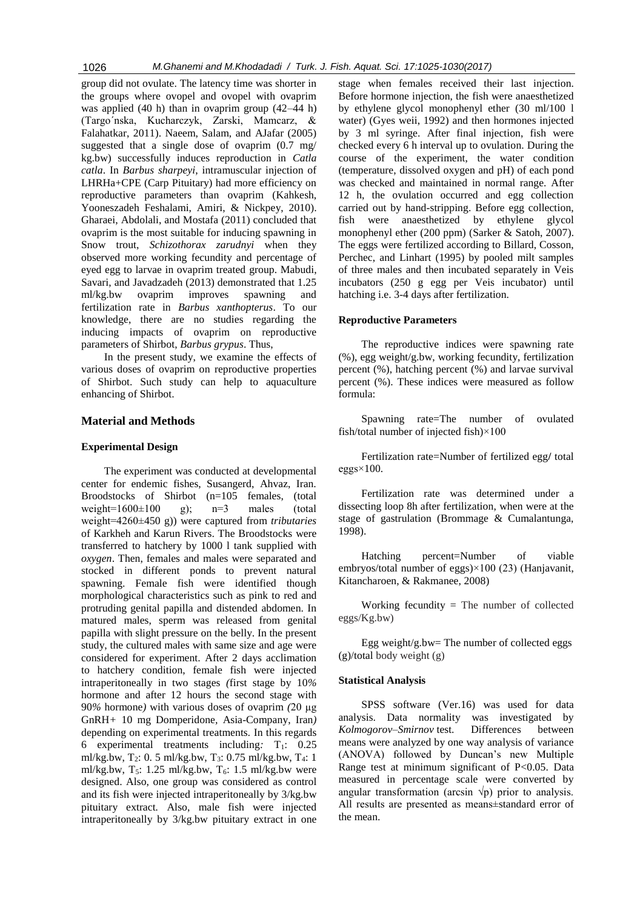group did not ovulate. The latency time was shorter in the groups where ovopel and ovopel with ovaprim was applied (40 h) than in ovaprim group (42–44 h) (Targo´nska, Kucharczyk, Zarski, Mamcarz, & Falahatkar, 2011). Naeem, Salam, and AJafar (2005) suggested that a single dose of ovaprim (0.7 mg/ kg.bw) successfully induces reproduction in *Catla catla*. In *Barbus sharpeyi*, intramuscular injection of LHRHa+CPE (Carp Pituitary) had more efficiency on reproductive parameters than ovaprim (Kahkesh, Yooneszadeh Feshalami, Amiri, & Nickpey, 2010). Gharaei, Abdolali, and Mostafa (2011) concluded that ovaprim is the most suitable for inducing spawning in Snow trout, *Schizothorax zarudnyi* when they observed more working fecundity and percentage of eyed egg to larvae in ovaprim treated group. Mabudi, Savari, and Javadzadeh (2013) demonstrated that 1.25 ml/kg.bw ovaprim improves spawning and fertilization rate in *Barbus xanthopterus*. To our knowledge, there are no studies regarding the inducing impacts of ovaprim on reproductive parameters of Shirbot, *Barbus grypus*. Thus,

In the present study, we examine the effects of various doses of ovaprim on reproductive properties of Shirbot. Such study can help to aquaculture enhancing of Shirbot.

## Material and Methods

### Experimental Design

The experiment was conducted at developmental center for endemic fishes, Susangerd, Ahvaz, Iran. Broodstocks of Shirbot (n=105 females, (total weight=1600±100 g); n=3 males (total weight=4260±450 g)) were captured from *tributaries* of Karkheh and Karun Rivers. The Broodstocks were transferred to hatchery by 1000 l tank supplied with *oxygen*. Then, females and males were separated and stocked in different ponds to prevent natural spawning. Female fish were identified though morphological characteristics such as pink to red and protruding genital papilla and distended abdomen. In matured males, sperm was released from genital papilla with slight pressure on the belly. In the present study, the cultured males with same size and age were considered for experiment. After 2 days acclimation to hatchery condition, female fish were injected intraperitoneally in two stages *(*first stage by 10*%* hormone and after 12 hours the second stage with 90*%* hormone*)* with various doses of ovaprim *(*20 μg GnRH+ 10 mg Domperidone, Asia-Company, Iran*)* depending on experimental treatments. In this regards 6 experimental treatments including*:* $T_1$: 0.25 ml/kg.bw, $T_2$: 0. 5 ml/kg.bw, $T_3$: 0.75 ml/kg.bw, $T_4$: 1 ml/kg.bw, $T_5$: 1.25 ml/kg.bw, $T_6$: 1.5 ml/kg.bw were designed. Also, one group was considered as control and its fish were injected intraperitoneally by 3/kg.bw pituitary extract. Also, male fish were injected intraperitoneally by 3/kg.bw pituitary extract in one stage when females received their last injection. Before hormone injection, the fish were anaesthetized by ethylene glycol monophenyl ether (30 ml/100 l water) (Gyes weii, 1992) and then hormones injected by 3 ml syringe. After final injection, fish were checked every 6 h interval up to ovulation. During the course of the experiment, the water condition (temperature, dissolved oxygen and pH) of each pond was checked and maintained in normal range. After 12 h, the ovulation occurred and egg collection carried out by hand-stripping. Before egg collection, fish were anaesthetized by ethylene glycol monophenyl ether (200 ppm) (Sarker & Satoh, 2007). The eggs were fertilized according to Billard, Cosson, Perchec, and Linhart (1995) by pooled milt samples of three males and then incubated separately in Veis incubators (250 g egg per Veis incubator) until hatching i.e. 3-4 days after fertilization.

### Reproductive Parameters

The reproductive indices were spawning rate (%), egg weight/g.bw, working fecundity, fertilization percent (%), hatching percent (%) and larvae survival percent (%). These indices were measured as follow formula:

Spawning rate=The number of ovulated fish/total number of injected fish)×100

Fertilization rate=Number of fertilized egg/ total eggs×100.

Fertilization rate was determined under a dissecting loop 8h after fertilization, when were at the stage of gastrulation (Brommage & Cumalantunga, 1998).

Hatching percent=Number of viable embryos/total number of eggs)×100 (23) (Hanjavanit, Kitancharoen, & Rakmanee, 2008)

Working fecundity = The number of collected eggs/Kg.bw)

Egg weight/g.bw= The number of collected eggs (g)/total body weight (g)

### Statistical Analysis

SPSS software (Ver.16) was used for data analysis. Data normality was investigated by *Kolmogorov–Smirnov* test. Differences between means were analyzed by one way analysis of variance (ANOVA) followed by Duncan's new Multiple Range test at minimum significant of $P<0.05$. Data measured in percentage scale were converted by angular transformation (arcsin $\sqrt{p}$) prior to analysis. All results are presented as means±standard error of the mean.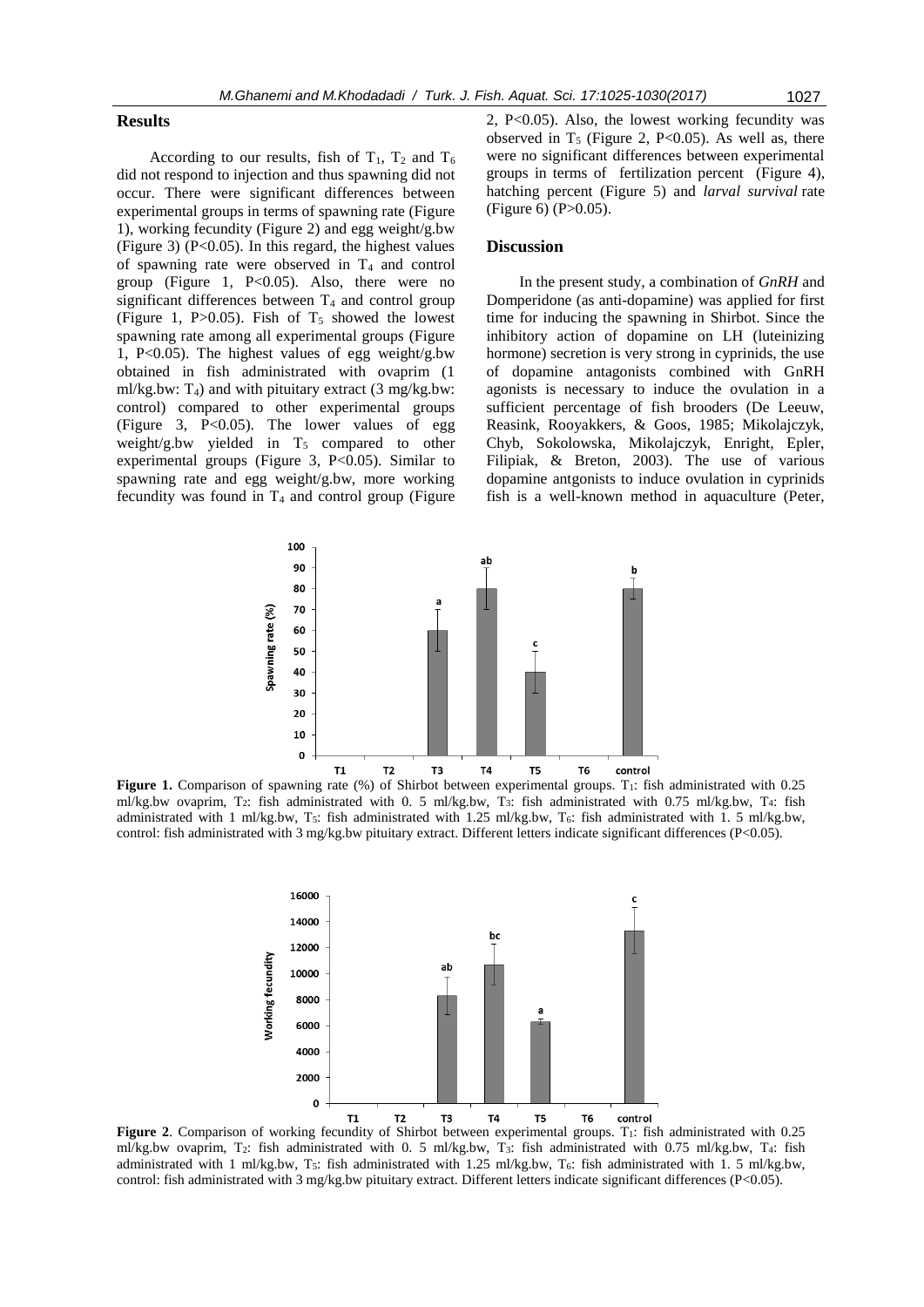## Results

According to our results, fish of $T_1$, $T_2$ and $T_6$ did not respond to injection and thus spawning did not occur. There were significant differences between experimental groups in terms of spawning rate (Figure 1), working fecundity (Figure 2) and egg weight/g.bw (Figure 3) ($P<0.05$). In this regard, the highest values of spawning rate were observed in $T_4$ and control group (Figure 1, $P<0.05$). Also, there were no significant differences between $T_4$ and control group (Figure 1, $P>0.05$). Fish of $T_5$ showed the lowest spawning rate among all experimental groups (Figure 1, $P<0.05$). The highest values of egg weight/g.bw obtained in fish administrated with ovaprim (1 ml/kg.bw: $T_4$) and with pituitary extract (3 mg/kg.bw: control) compared to other experimental groups (Figure 3, $P<0.05$). The lower values of egg weight/g.bw yielded in $T_5$ compared to other experimental groups (Figure 3, $P<0.05$). Similar to spawning rate and egg weight/g.bw, more working fecundity was found in $T_4$ and control group (Figure 2, $P<0.05$). Also, the lowest working fecundity was observed in $T_5$ (Figure 2, $P<0.05$). As well as, there were no significant differences between experimental groups in terms of fertilization percent (Figure 4), hatching percent (Figure 5) and *larval survival* rate (Figure 6) ($P>0.05$).

## Discussion

In the present study, a combination of *GnRH* and Domperidone (as anti-dopamine) was applied for first time for inducing the spawning in Shirbot. Since the inhibitory action of dopamine on LH (luteinizing hormone) secretion is very strong in cyprinids, the use of dopamine antagonists combined with GnRH agonists is necessary to induce the ovulation in a sufficient percentage of fish brooders (De Leeuw, Reasink, Rooyakkers, & Goos, 1985; Mikolajczyk, Chyb, Sokolowska, Mikolajczyk, Enright, Epler, Filipiak, & Breton, 2003). The use of various dopamine antgonists to induce ovulation in cyprinids fish is a well-known method in aquaculture (Peter,

**Figure 1.** Comparison of spawning rate (%) of Shirbot between experimental groups. $T_1$: fish administrated with 0.25 ml/kg.bw ovaprim, $T_2$: fish administrated with 0. 5 ml/kg.bw, $T_3$: fish administrated with 0.75 ml/kg.bw, $T_4$: fish administrated with 1 ml/kg.bw, $T_5$: fish administrated with 1.25 ml/kg.bw, $T_6$: fish administrated with 1. 5 ml/kg.bw, control: fish administrated with 3 mg/kg.bw pituitary extract. Different letters indicate significant differences ($P<0.05$).

**Figure 2**. Comparison of working fecundity of Shirbot between experimental groups. $T_1$: fish administrated with 0.25 ml/kg.bw ovaprim, $T_2$: fish administrated with 0. 5 ml/kg.bw, $T_3$: fish administrated with 0.75 ml/kg.bw, $T_4$: fish administrated with 1 ml/kg.bw, $T_5$: fish administrated with 1.25 ml/kg.bw, $T_6$: fish administrated with 1. 5 ml/kg.bw, control: fish administrated with 3 mg/kg.bw pituitary extract. Different letters indicate significant differences ($P<0.05$).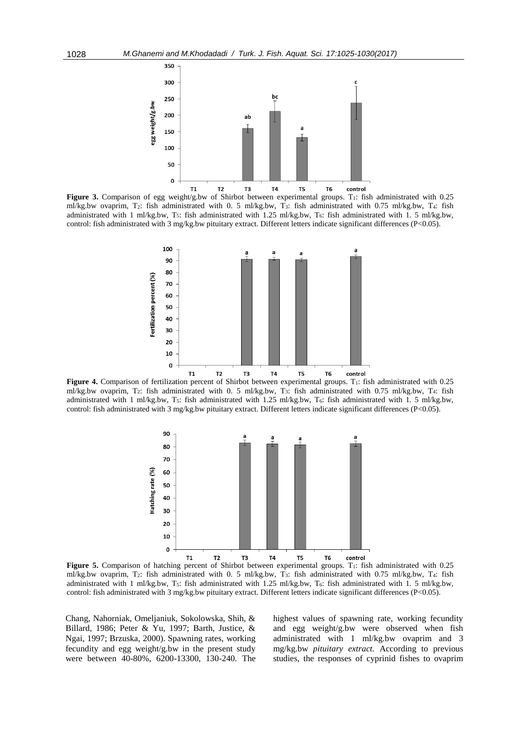**Figure 3.** Comparison of egg weight/g.bw of Shirbot between experimental groups. $T_1$: fish administrated with 0.25 ml/kg.bw ovaprim, $T_2$: fish administrated with 0. 5 ml/kg.bw, $T_3$: fish administrated with 0.75 ml/kg.bw, $T_4$: fish administrated with 1 ml/kg.bw, $T_5$: fish administrated with 1.25 ml/kg.bw, $T_6$: fish administrated with 1. 5 ml/kg.bw, control: fish administrated with 3 mg/kg.bw pituitary extract. Different letters indicate significant differences ($P<0.05$).

**Figure 4.** Comparison of fertilization percent of Shirbot between experimental groups. $T_1$: fish administrated with 0.25 ml/kg.bw ovaprim, $T_2$: fish administrated with 0. 5 ml/kg.bw, $T_3$: fish administrated with 0.75 ml/kg.bw, $T_4$: fish administrated with 1 ml/kg.bw, $T_5$: fish administrated with 1.25 ml/kg.bw, $T_6$: fish administrated with 1. 5 ml/kg.bw, control: fish administrated with 3 mg/kg.bw pituitary extract. Different letters indicate significant differences ($P<0.05$).

**Figure 5.** Comparison of hatching percent of Shirbot between experimental groups. $T_1$: fish administrated with 0.25 ml/kg.bw ovaprim, $T_2$: fish administrated with 0. 5 ml/kg.bw, $T_3$: fish administrated with 0.75 ml/kg.bw, $T_4$: fish administrated with 1 ml/kg.bw, $T_5$: fish administrated with 1.25 ml/kg.bw, $T_6$: fish administrated with 1. 5 ml/kg.bw, control: fish administrated with 3 mg/kg.bw pituitary extract. Different letters indicate significant differences ($P<0.05$).

Chang, Nahorniak, Omeljaniuk, Sokolowska, Shih, & Billard, 1986; Peter & Yu, 1997; Barth, Justice, & Ngai, 1997; Brzuska, 2000). Spawning rates, working fecundity and egg weight/g.bw in the present study were between 40-80%, 6200-13300, 130-240. The highest values of spawning rate, working fecundity and egg weight/g.bw were observed when fish administrated with 1 ml/kg.bw ovaprim and 3 mg/kg.bw *pituitary extract.* According to previous studies, the responses of cyprinid fishes to ovaprim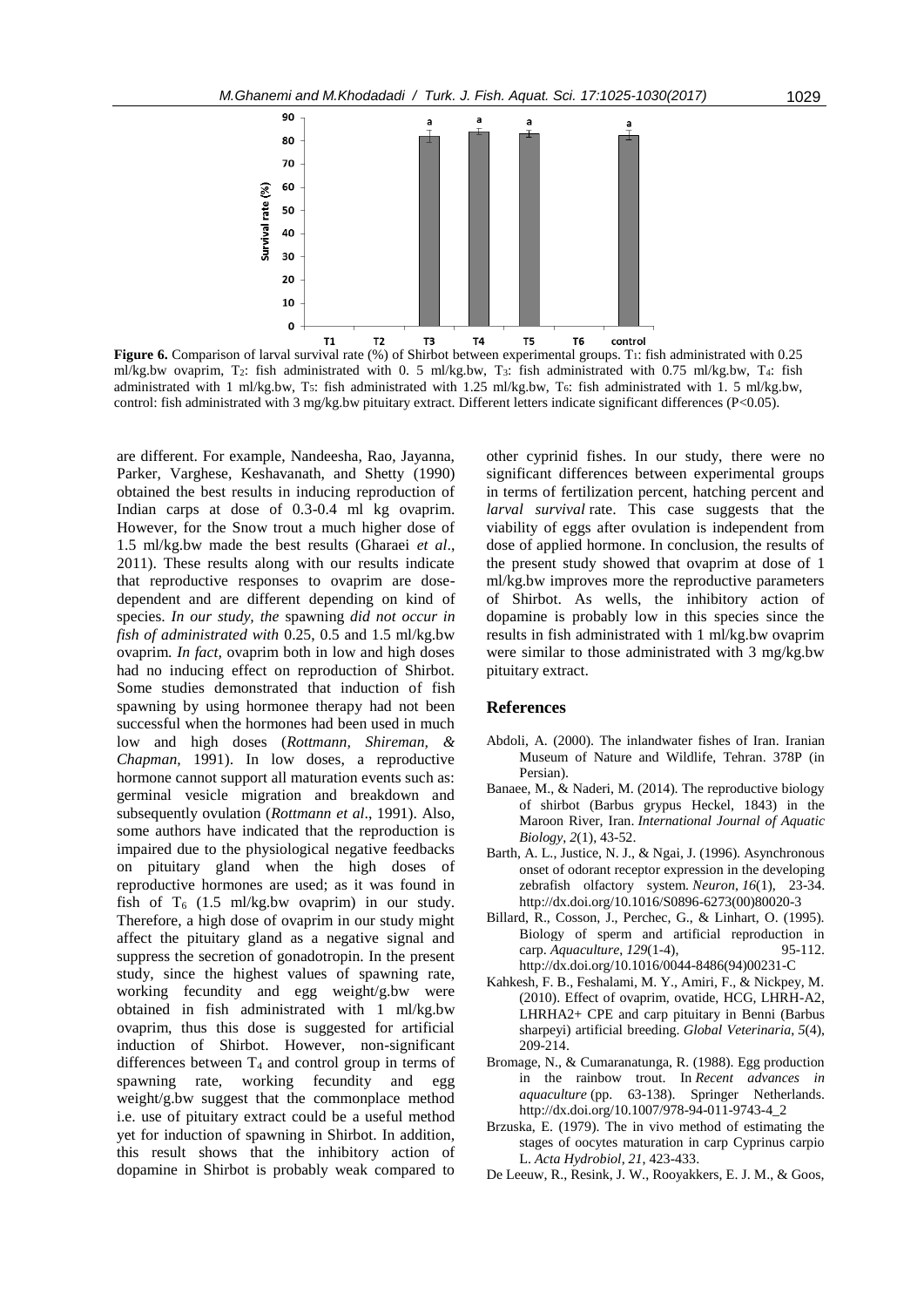**Figure 6.** Comparison of larval survival rate (%) of Shirbot between experimental groups. $T_1$: fish administrated with 0.25 ml/kg.bw ovaprim, $T_2$: fish administrated with 0. 5 ml/kg.bw, $T_3$: fish administrated with 0.75 ml/kg.bw, $T_4$: fish administrated with 1 ml/kg.bw, $T_5$: fish administrated with 1.25 ml/kg.bw, $T_6$: fish administrated with 1. 5 ml/kg.bw, control: fish administrated with 3 mg/kg.bw pituitary extract. Different letters indicate significant differences (P<0.05).

are different. For example, Nandeesha, Rao, Jayanna, Parker, Varghese, Keshavanath, and Shetty (1990) obtained the best results in inducing reproduction of Indian carps at dose of 0.3-0.4 ml kg ovaprim. However, for the Snow trout a much higher dose of 1.5 ml/kg.bw made the best results (Gharaei *et al*., 2011). These results along with our results indicate that reproductive responses to ovaprim are dose-dependent and are different depending on kind of species. *In our study, the* spawning *did not occur in fish of administrated with* 0.25, 0.5 and 1.5 ml/kg.bw ovaprim. *In fact,* ovaprim both in low and high doses had no inducing effect on reproduction of Shirbot. Some studies demonstrated that induction of fish spawning by using hormonee therapy had not been successful when the hormones had been used in much low and high doses (*Rottmann, Shireman, & Chapman*, 1991). In low doses, a reproductive hormone cannot support all maturation events such as: germinal vesicle migration and breakdown and subsequently ovulation (*Rottmann et al*., 1991). Also, some authors have indicated that the reproduction is impaired due to the physiological negative feedbacks on pituitary gland when the high doses of reproductive hormones are used; as it was found in fish of $T_6$ (1.5 ml/kg.bw ovaprim) in our study. Therefore, a high dose of ovaprim in our study might affect the pituitary gland as a negative signal and suppress the secretion of gonadotropin. In the present study, since the highest values of spawning rate, working fecundity and egg weight/g.bw were obtained in fish administrated with 1 ml/kg.bw ovaprim, thus this dose is suggested for artificial induction of Shirbot. However, non-significant differences between $T_4$ and control group in terms of spawning rate, working fecundity and egg weight/g.bw suggest that the commonplace method i.e. use of pituitary extract could be a useful method yet for induction of spawning in Shirbot. In addition, this result shows that the inhibitory action of dopamine in Shirbot is probably weak compared to other cyprinid fishes. In our study, there were no significant differences between experimental groups in terms of fertilization percent, hatching percent and *larval survival* rate. This case suggests that the viability of eggs after ovulation is independent from dose of applied hormone. In conclusion, the results of the present study showed that ovaprim at dose of 1 ml/kg.bw improves more the reproductive parameters of Shirbot. As wells, the inhibitory action of dopamine is probably low in this species since the results in fish administrated with 1 ml/kg.bw ovaprim were similar to those administrated with 3 mg/kg.bw pituitary extract.

## References

Abdoli, A. (2000). The inlandwater fishes of Iran. Iranian Museum of Nature and Wildlife, Tehran. 378P (in Persian).

Banaee, M., & Naderi, M. (2014). The reproductive biology of shirbot (Barbus grypus Heckel, 1843) in the Maroon River, Iran. *International Journal of Aquatic Biology*, *2*(1), 43-52.

Barth, A. L., Justice, N. J., & Ngai, J. (1996). Asynchronous onset of odorant receptor expression in the developing zebrafish olfactory system. *Neuron*, *16*(1), 23-34. http://dx.doi.org/10.1016/S0896-6273(00)80020-3

Billard, R., Cosson, J., Perchec, G., & Linhart, O. (1995). Biology of sperm and artificial reproduction in carp. *Aquaculture*, *129*(1-4), 95-112. http://dx.doi.org/10.1016/0044-8486(94)00231-C

Kahkesh, F. B., Feshalami, M. Y., Amiri, F., & Nickpey, M. (2010). Effect of ovaprim, ovatide, HCG, LHRH-A2, LHRHA2+ CPE and carp pituitary in Benni (Barbus sharpeyi) artificial breeding. *Global Veterinaria*, *5*(4), 209-214.

Bromage, N., & Cumaranatunga, R. (1988). Egg production in the rainbow trout. In *Recent advances in aquaculture* (pp. 63-138). Springer Netherlands. http://dx.doi.org/10.1007/978-94-011-9743-4_2

Brzuska, E. (1979). The in vivo method of estimating the stages of oocytes maturation in carp Cyprinus carpio L. *Acta Hydrobiol*, *21*, 423-433.

De Leeuw, R., Resink, J. W., Rooyakkers, E. J. M., & Goos,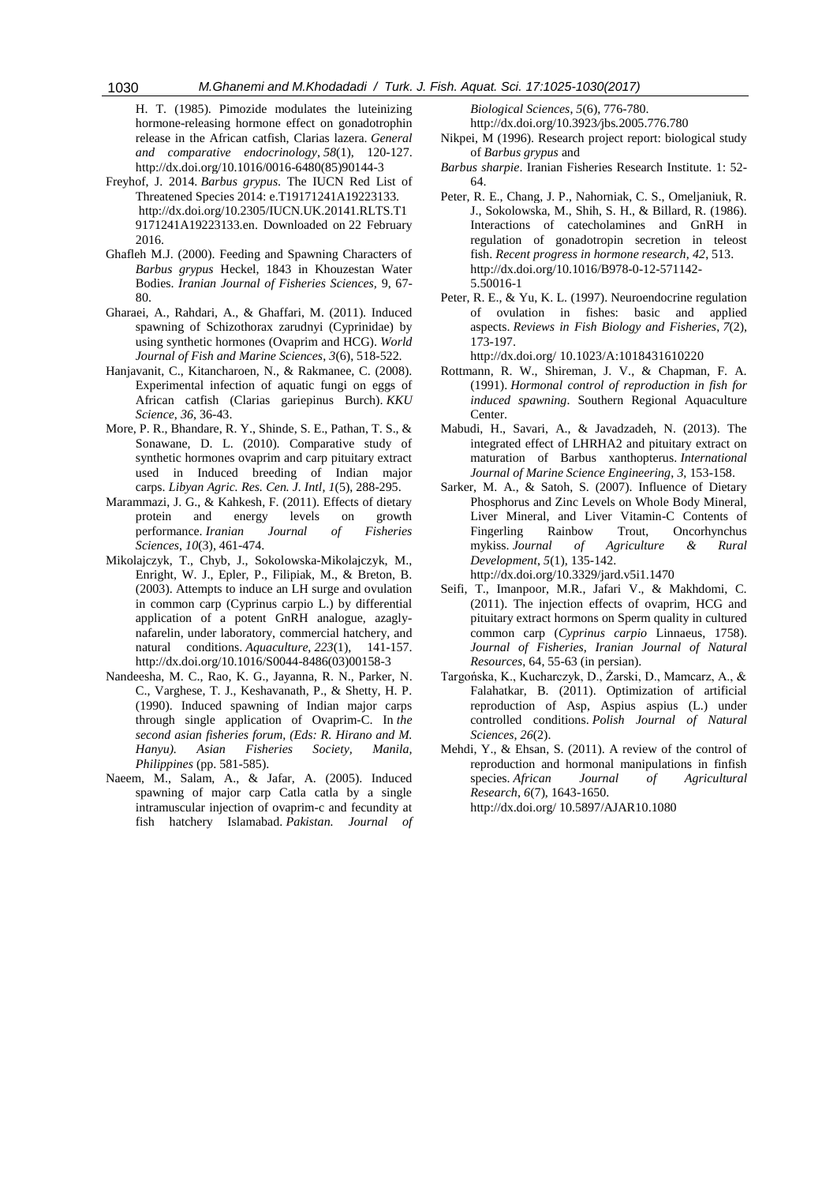H. T. (1985). Pimozide modulates the luteinizing hormone-releasing hormone effect on gonadotrophin release in the African catfish, Clarias lazera. *General and comparative endocrinology*, *58*(1), 120-127. http://dx.doi.org/10.1016/0016-6480(85)90144-3

Freyhof, J. 2014. *Barbus grypus*. The IUCN Red List of Threatened Species 2014: e.T19171241A19223133. http://dx.doi.org/10.2305/IUCN.UK.20141.RLTS.T19171241A19223133.en. Downloaded on 22 February 2016.

Ghafleh M.J. (2000). Feeding and Spawning Characters of *Barbus grypus* Heckel, 1843 in Khouzestan Water Bodies. *Iranian Journal of Fisheries Sciences*, 9, 67-80.

Gharaei, A., Rahdari, A., & Ghaffari, M. (2011). Induced spawning of Schizothorax zarudnyi (Cyprinidae) by using synthetic hormones (Ovaprim and HCG). *World Journal of Fish and Marine Sciences*, *3*(6), 518-522.

Hanjavanit, C., Kitancharoen, N., & Rakmanee, C. (2008). Experimental infection of aquatic fungi on eggs of African catfish (Clarias gariepinus Burch). *KKU Science*, *36*, 36-43.

More, P. R., Bhandare, R. Y., Shinde, S. E., Pathan, T. S., & Sonawane, D. L. (2010). Comparative study of synthetic hormones ovaprim and carp pituitary extract used in Induced breeding of Indian major carps. *Libyan Agric. Res. Cen. J. Intl*, *1*(5), 288-295.

Marammazi, J. G., & Kahkesh, F. (2011). Effects of dietary protein and energy levels on growth performance. *Iranian Journal of Fisheries Sciences*, *10*(3), 461-474.

Mikolajczyk, T., Chyb, J., Sokolowska-Mikolajczyk, M., Enright, W. J., Epler, P., Filipiak, M., & Breton, B. (2003). Attempts to induce an LH surge and ovulation in common carp (Cyprinus carpio L.) by differential application of a potent GnRH analogue, azagly-nafarelin, under laboratory, commercial hatchery, and natural conditions. *Aquaculture*, *223*(1), 141-157. http://dx.doi.org/10.1016/S0044-8486(03)00158-3

Nandeesha, M. C., Rao, K. G., Jayanna, R. N., Parker, N. C., Varghese, T. J., Keshavanath, P., & Shetty, H. P. (1990). Induced spawning of Indian major carps through single application of Ovaprim-C. In *the second asian fisheries forum, (Eds: R. Hirano and M. Hanyu). Asian Fisheries Society, Manila, Philippines* (pp. 581-585).

Naeem, M., Salam, A., & Jafar, A. (2005). Induced spawning of major carp Catla catla by a single intramuscular injection of ovaprim-c and fecundity at fish hatchery Islamabad. *Pakistan. Journal of Biological Sciences*, *5*(6), 776-780. http://dx.doi.org/10.3923/jbs.2005.776.780

Nikpei, M (1996). Research project report: biological study of *Barbus grypus* and *Barbus sharpie*. Iranian Fisheries Research Institute. 1: 52-64.

Peter, R. E., Chang, J. P., Nahorniak, C. S., Omeljaniuk, R. J., Sokolowska, M., Shih, S. H., & Billard, R. (1986). Interactions of catecholamines and GnRH in regulation of gonadotropin secretion in teleost fish. *Recent progress in hormone research*, *42*, 513. http://dx.doi.org/10.1016/B978-0-12-571142-5.50016-1

Peter, R. E., & Yu, K. L. (1997). Neuroendocrine regulation of ovulation in fishes: basic and applied aspects. *Reviews in Fish Biology and Fisheries*, *7*(2), 173-197. http://dx.doi.org/ 10.1023/A:1018431610220

Rottmann, R. W., Shireman, J. V., & Chapman, F. A. (1991). *Hormonal control of reproduction in fish for induced spawning*. Southern Regional Aquaculture Center.

Mabudi, H., Savari, A., & Javadzadeh, N. (2013). The integrated effect of LHRHA2 and pituitary extract on maturation of Barbus xanthopterus. *International Journal of Marine Science Engineering*, *3*, 153-158.

Sarker, M. A., & Satoh, S. (2007). Influence of Dietary Phosphorus and Zinc Levels on Whole Body Mineral, Liver Mineral, and Liver Vitamin-C Contents of Fingerling Rainbow Trout, Oncorhynchus mykiss. *Journal of Agriculture & Rural Development*, *5*(1), 135-142. http://dx.doi.org/10.3329/jard.v5i1.1470

Seifi, T., Imanpoor, M.R., Jafari V., & Makhdomi, C. (2011). The injection effects of ovaprim, HCG and pituitary extract hormons on Sperm quality in cultured common carp (*Cyprinus carpio* Linnaeus, 1758). *Journal of Fisheries, Iranian Journal of Natural Resources*, 64, 55-63 (in persian).

Targońska, K., Kucharczyk, D., Żarski, D., Mamcarz, A., & Falahatkar, B. (2011). Optimization of artificial reproduction of Asp, Aspius aspius (L.) under controlled conditions. *Polish Journal of Natural Sciences*, *26*(2).

Mehdi, Y., & Ehsan, S. (2011). A review of the control of reproduction and hormonal manipulations in finfish species. *African Journal of Agricultural Research*, *6*(7), 1643-1650. http://dx.doi.org/ 10.5897/AJAR10.1080